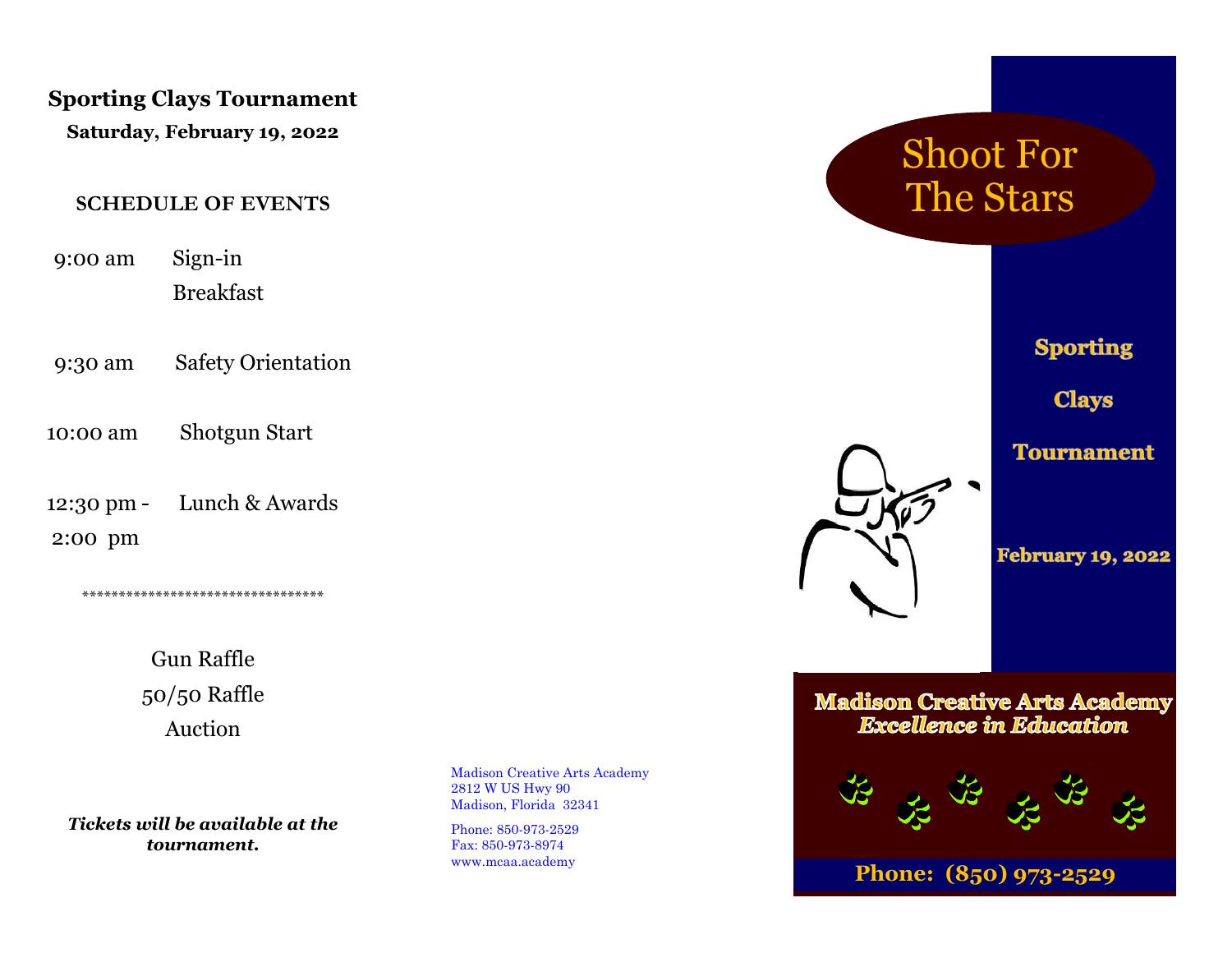## Sporting Clays Tournament

**Saturday, February 19, 2022**

### SCHEDULE OF EVENTS

| | |
|---|---|
| 9:00 am | Sign-in<br>Breakfast |
| 9:30 am | Safety Orientation |
| 10:00 am | Shotgun Start |
| 12:30 pm - 2:00 pm | Lunch & Awards |

********************************

Gun Raffle

50/50 Raffle

Auction

***Tickets will be available at the tournament.***

Madison Creative Arts Academy
2812 W US Hwy 90
Madison, Florida 32341

Phone: 850-973-2529
Fax: 850-973-8974
www.mcaa.academy

# Shoot For The Stars

**Sporting Clays Tournament**

**February 19, 2022**

**Madison Creative Arts Academy**
***Excellence in Education***

**Phone: (850) 973-2529**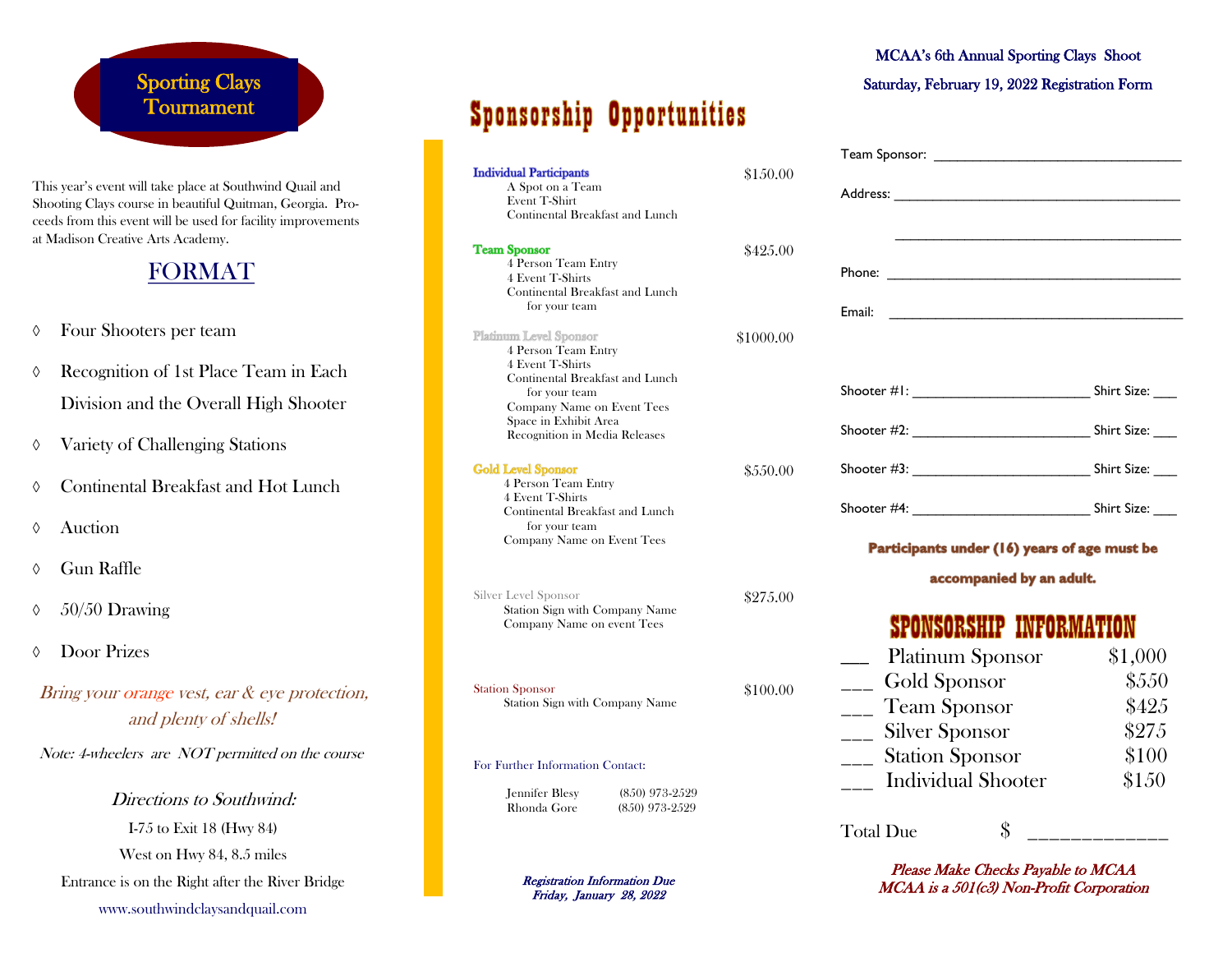# Sporting Clays Tournament

This year's event will take place at Southwind Quail and Shooting Clays course in beautiful Quitman, Georgia. Proceeds from this event will be used for facility improvements at Madison Creative Arts Academy.

## FORMAT

- Four Shooters per team
- Recognition of 1st Place Team in Each Division and the Overall High Shooter
- Variety of Challenging Stations
- Continental Breakfast and Hot Lunch
- Auction
- Gun Raffle
- 50/50 Drawing
- Door Prizes

*Bring your orange vest, ear & eye protection, and plenty of shells!*

*Note: 4-wheelers are NOT permitted on the course*

*Directions to Southwind:*

I-75 to Exit 18 (Hwy 84)

West on Hwy 84, 8.5 miles

Entrance is on the Right after the River Bridge

www.southwindclaysandquail.com

# Sponsorship Opportunities

**Individual Participants** — $150.00
- A Spot on a Team
- Event T-Shirt
- Continental Breakfast and Lunch

**Team Sponsor** — $425.00
- 4 Person Team Entry
- 4 Event T-Shirts
- Continental Breakfast and Lunch for your team

**Platinum Level Sponsor** — $1000.00
- 4 Person Team Entry
- 4 Event T-Shirts
- Continental Breakfast and Lunch for your team
- Company Name on Event Tees
- Space in Exhibit Area
- Recognition in Media Releases

**Gold Level Sponsor** — $550.00
- 4 Person Team Entry
- 4 Event T-Shirts
- Continental Breakfast and Lunch for your team
- Company Name on Event Tees

**Silver Level Sponsor** — $275.00
- Station Sign with Company Name
- Company Name on event Tees

**Station Sponsor** — $100.00
- Station Sign with Company Name

For Further Information Contact:

| | |
|---|---|
| Jennifer Blesy | (850) 973-2529 |
| Rhonda Gore | (850) 973-2529 |

*Registration Information Due*
*Friday, January 28, 2022*

## MCAA's 6th Annual Sporting Clays Shoot
## Saturday, February 19, 2022 Registration Form

Team Sponsor: ____________________________

Address: ____________________________

____________________________

Phone: ____________________________

Email: ____________________________

Shooter #1: ____________________ Shirt Size: ___

Shooter #2: ____________________ Shirt Size: ___

Shooter #3: ____________________ Shirt Size: ___

Shooter #4: ____________________ Shirt Size: ___

**Participants under (16) years of age must be accompanied by an adult.**

## SPONSORSHIP INFORMATION

| | | |
|---|---|---|
| ___ | Platinum Sponsor | $1,000 |
| ___ | Gold Sponsor | $550 |
| ___ | Team Sponsor | $425 |
| ___ | Silver Sponsor | $275 |
| ___ | Station Sponsor | $100 |
| ___ | Individual Shooter | $150 |

Total Due $ ____________

*Please Make Checks Payable to MCAA*
*MCAA is a 501(c3) Non-Profit Corporation*